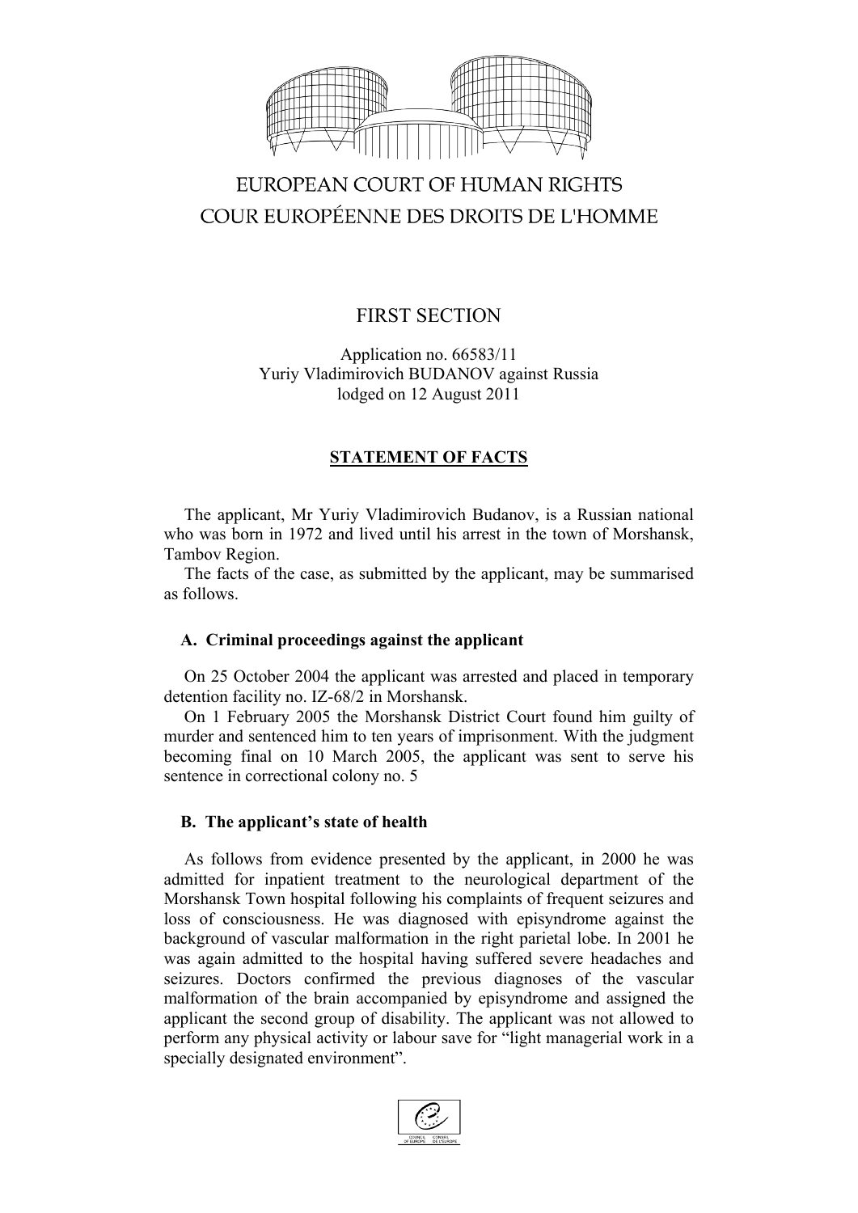EUROPEAN COURT OF HUMAN RIGHTS
COUR EUROPÉENNE DES DROITS DE L'HOMME

FIRST SECTION

Application no. 66583/11
Yuriy Vladimirovich BUDANOV against Russia
lodged on 12 August 2011

**STATEMENT OF FACTS**

The applicant, Mr Yuriy Vladimirovich Budanov, is a Russian national who was born in 1972 and lived until his arrest in the town of Morshansk, Tambov Region.

The facts of the case, as submitted by the applicant, may be summarised as follows.

### A. Criminal proceedings against the applicant

On 25 October 2004 the applicant was arrested and placed in temporary detention facility no. IZ-68/2 in Morshansk.

On 1 February 2005 the Morshansk District Court found him guilty of murder and sentenced him to ten years of imprisonment. With the judgment becoming final on 10 March 2005, the applicant was sent to serve his sentence in correctional colony no. 5

### B. The applicant's state of health

As follows from evidence presented by the applicant, in 2000 he was admitted for inpatient treatment to the neurological department of the Morshansk Town hospital following his complaints of frequent seizures and loss of consciousness. He was diagnosed with episyndrome against the background of vascular malformation in the right parietal lobe. In 2001 he was again admitted to the hospital having suffered severe headaches and seizures. Doctors confirmed the previous diagnoses of the vascular malformation of the brain accompanied by episyndrome and assigned the applicant the second group of disability. The applicant was not allowed to perform any physical activity or labour save for "light managerial work in a specially designated environment".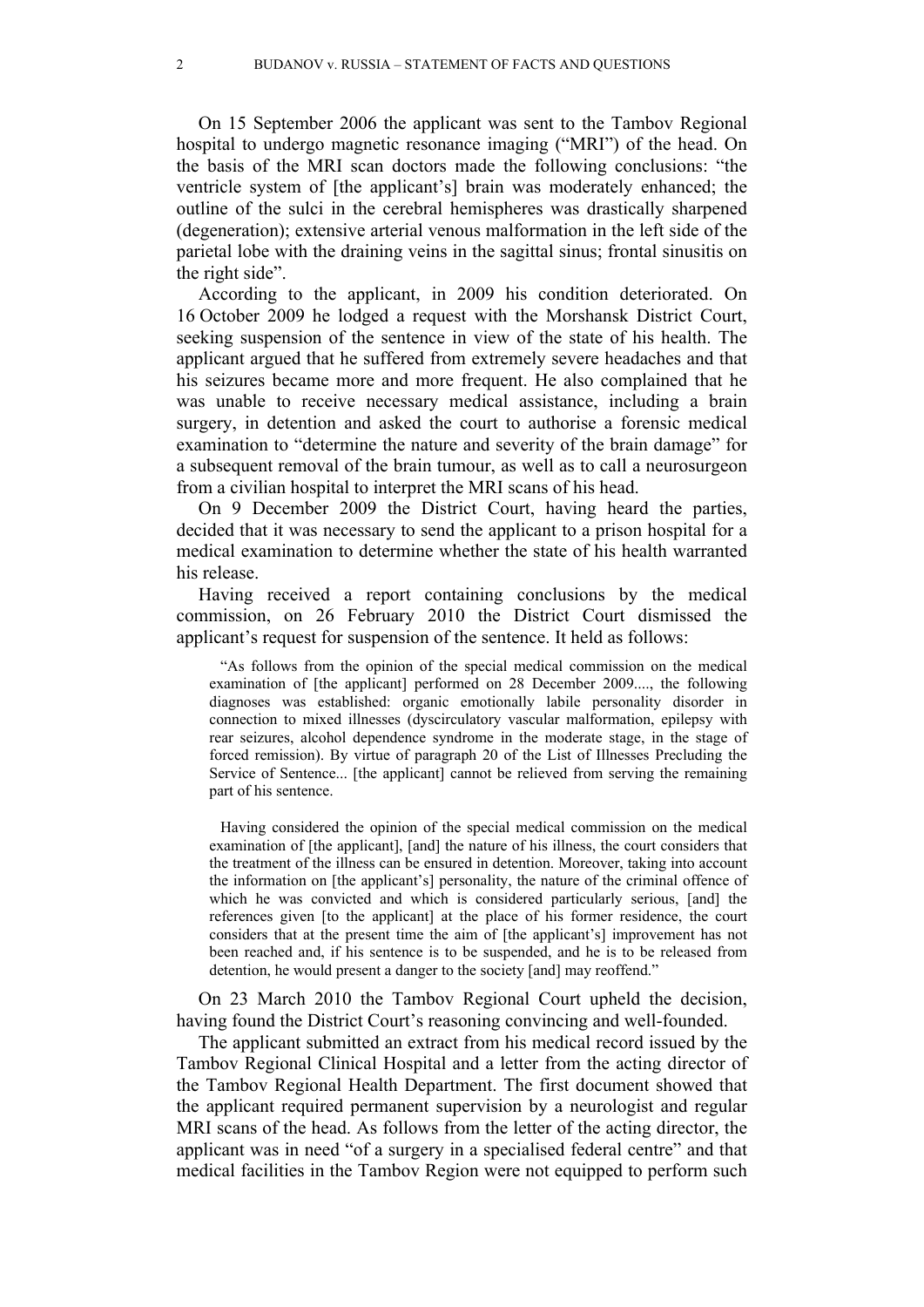On 15 September 2006 the applicant was sent to the Tambov Regional hospital to undergo magnetic resonance imaging ("MRI") of the head. On the basis of the MRI scan doctors made the following conclusions: "the ventricle system of [the applicant's] brain was moderately enhanced; the outline of the sulci in the cerebral hemispheres was drastically sharpened (degeneration); extensive arterial venous malformation in the left side of the parietal lobe with the draining veins in the sagittal sinus; frontal sinusitis on the right side".

According to the applicant, in 2009 his condition deteriorated. On 16 October 2009 he lodged a request with the Morshansk District Court, seeking suspension of the sentence in view of the state of his health. The applicant argued that he suffered from extremely severe headaches and that his seizures became more and more frequent. He also complained that he was unable to receive necessary medical assistance, including a brain surgery, in detention and asked the court to authorise a forensic medical examination to "determine the nature and severity of the brain damage" for a subsequent removal of the brain tumour, as well as to call a neurosurgeon from a civilian hospital to interpret the MRI scans of his head.

On 9 December 2009 the District Court, having heard the parties, decided that it was necessary to send the applicant to a prison hospital for a medical examination to determine whether the state of his health warranted his release.

Having received a report containing conclusions by the medical commission, on 26 February 2010 the District Court dismissed the applicant's request for suspension of the sentence. It held as follows:

> "As follows from the opinion of the special medical commission on the medical examination of [the applicant] performed on 28 December 2009...., the following diagnoses was established: organic emotionally labile personality disorder in connection to mixed illnesses (dyscirculatory vascular malformation, epilepsy with rear seizures, alcohol dependence syndrome in the moderate stage, in the stage of forced remission). By virtue of paragraph 20 of the List of Illnesses Precluding the Service of Sentence... [the applicant] cannot be relieved from serving the remaining part of his sentence.
>
> Having considered the opinion of the special medical commission on the medical examination of [the applicant], [and] the nature of his illness, the court considers that the treatment of the illness can be ensured in detention. Moreover, taking into account the information on [the applicant's] personality, the nature of the criminal offence of which he was convicted and which is considered particularly serious, [and] the references given [to the applicant] at the place of his former residence, the court considers that at the present time the aim of [the applicant's] improvement has not been reached and, if his sentence is to be suspended, and he is to be released from detention, he would present a danger to the society [and] may reoffend."

On 23 March 2010 the Tambov Regional Court upheld the decision, having found the District Court's reasoning convincing and well-founded.

The applicant submitted an extract from his medical record issued by the Tambov Regional Clinical Hospital and a letter from the acting director of the Tambov Regional Health Department. The first document showed that the applicant required permanent supervision by a neurologist and regular MRI scans of the head. As follows from the letter of the acting director, the applicant was in need "of a surgery in a specialised federal centre" and that medical facilities in the Tambov Region were not equipped to perform such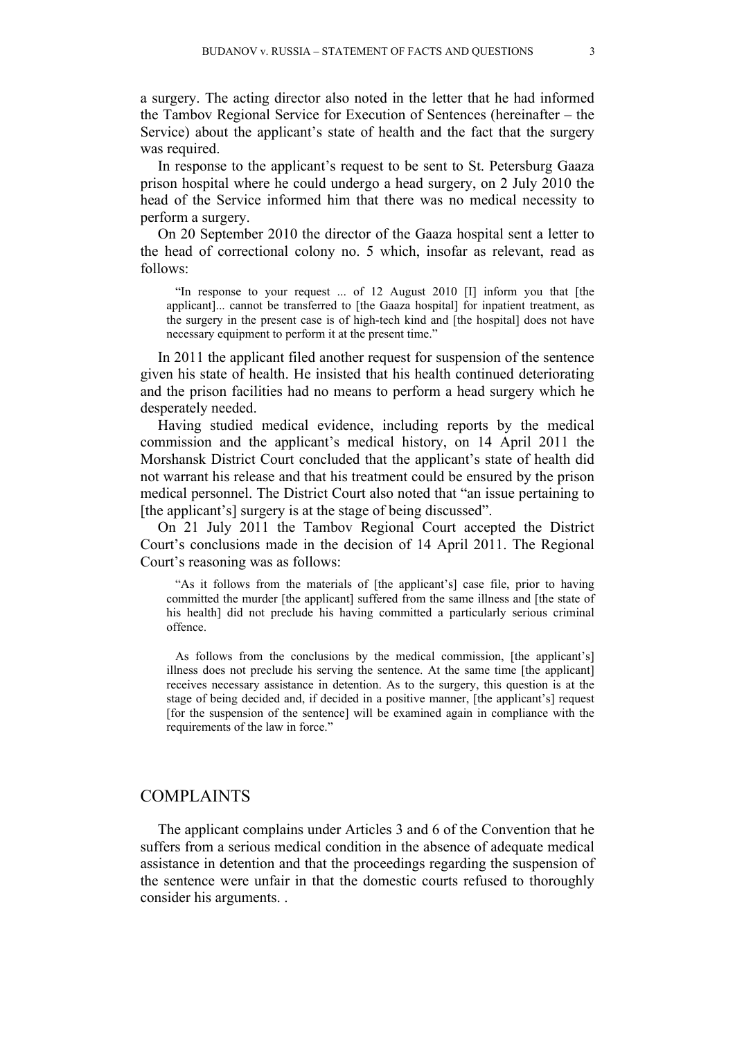a surgery. The acting director also noted in the letter that he had informed the Tambov Regional Service for Execution of Sentences (hereinafter – the Service) about the applicant's state of health and the fact that the surgery was required.

In response to the applicant's request to be sent to St. Petersburg Gaaza prison hospital where he could undergo a head surgery, on 2 July 2010 the head of the Service informed him that there was no medical necessity to perform a surgery.

On 20 September 2010 the director of the Gaaza hospital sent a letter to the head of correctional colony no. 5 which, insofar as relevant, read as follows:

> "In response to your request ... of 12 August 2010 [I] inform you that [the applicant]... cannot be transferred to [the Gaaza hospital] for inpatient treatment, as the surgery in the present case is of high-tech kind and [the hospital] does not have necessary equipment to perform it at the present time."

In 2011 the applicant filed another request for suspension of the sentence given his state of health. He insisted that his health continued deteriorating and the prison facilities had no means to perform a head surgery which he desperately needed.

Having studied medical evidence, including reports by the medical commission and the applicant's medical history, on 14 April 2011 the Morshansk District Court concluded that the applicant's state of health did not warrant his release and that his treatment could be ensured by the prison medical personnel. The District Court also noted that "an issue pertaining to [the applicant's] surgery is at the stage of being discussed".

On 21 July 2011 the Tambov Regional Court accepted the District Court's conclusions made in the decision of 14 April 2011. The Regional Court's reasoning was as follows:

> "As it follows from the materials of [the applicant's] case file, prior to having committed the murder [the applicant] suffered from the same illness and [the state of his health] did not preclude his having committed a particularly serious criminal offence.
>
> As follows from the conclusions by the medical commission, [the applicant's] illness does not preclude his serving the sentence. At the same time [the applicant] receives necessary assistance in detention. As to the surgery, this question is at the stage of being decided and, if decided in a positive manner, [the applicant's] request [for the suspension of the sentence] will be examined again in compliance with the requirements of the law in force."

## COMPLAINTS

The applicant complains under Articles 3 and 6 of the Convention that he suffers from a serious medical condition in the absence of adequate medical assistance in detention and that the proceedings regarding the suspension of the sentence were unfair in that the domestic courts refused to thoroughly consider his arguments. .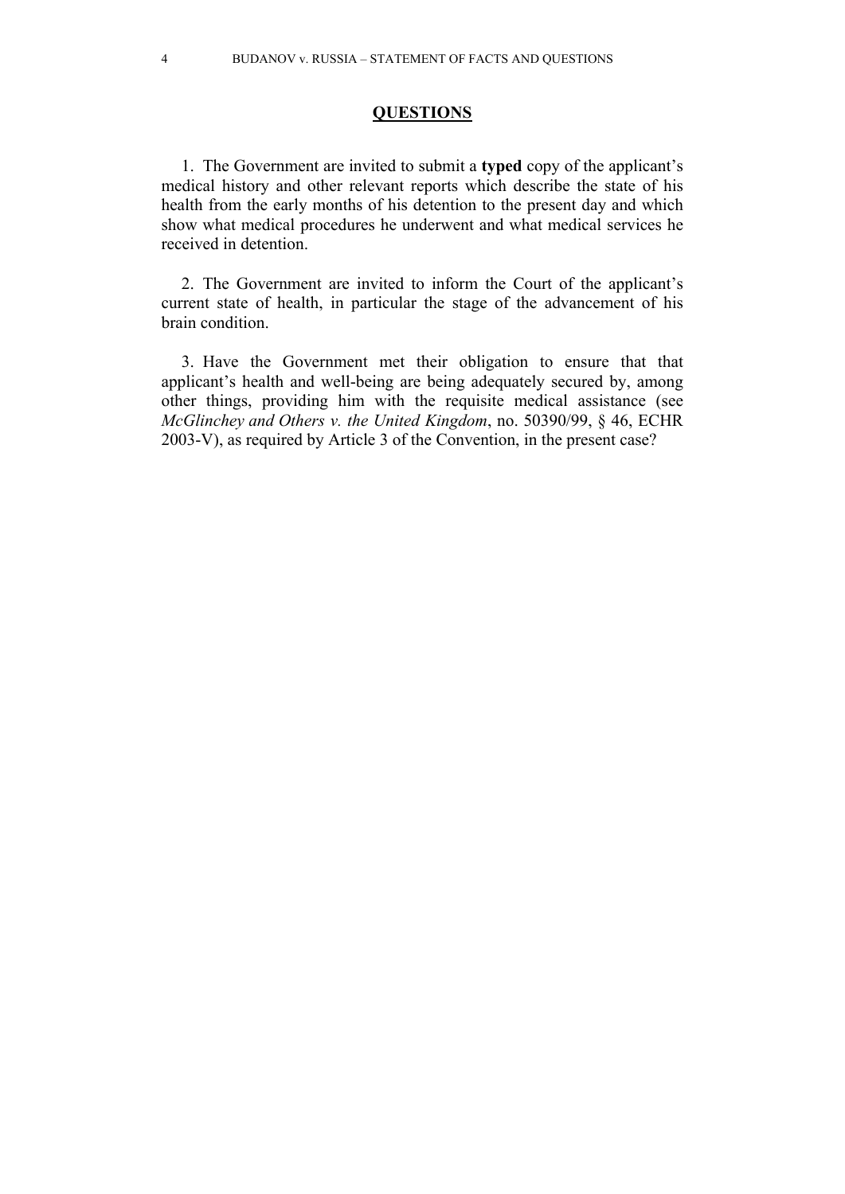## QUESTIONS

1. The Government are invited to submit a **typed** copy of the applicant's medical history and other relevant reports which describe the state of his health from the early months of his detention to the present day and which show what medical procedures he underwent and what medical services he received in detention.

2. The Government are invited to inform the Court of the applicant's current state of health, in particular the stage of the advancement of his brain condition.

3. Have the Government met their obligation to ensure that that applicant's health and well-being are being adequately secured by, among other things, providing him with the requisite medical assistance (see *McGlinchey and Others v. the United Kingdom*, no. 50390/99, § 46, ECHR 2003-V), as required by Article 3 of the Convention, in the present case?